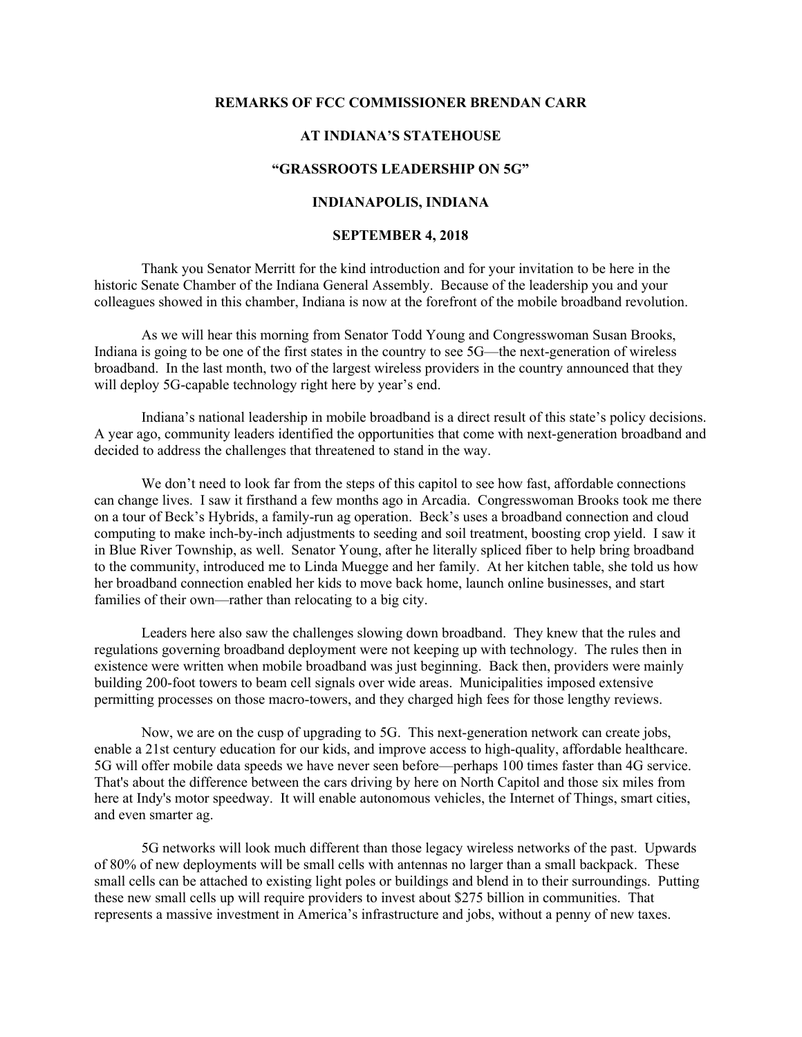**REMARKS OF FCC COMMISSIONER BRENDAN CARR**

**AT INDIANA'S STATEHOUSE**

**"GRASSROOTS LEADERSHIP ON 5G"**

**INDIANAPOLIS, INDIANA**

**SEPTEMBER 4, 2018**

Thank you Senator Merritt for the kind introduction and for your invitation to be here in the historic Senate Chamber of the Indiana General Assembly. Because of the leadership you and your colleagues showed in this chamber, Indiana is now at the forefront of the mobile broadband revolution.

As we will hear this morning from Senator Todd Young and Congresswoman Susan Brooks, Indiana is going to be one of the first states in the country to see 5G—the next-generation of wireless broadband. In the last month, two of the largest wireless providers in the country announced that they will deploy 5G-capable technology right here by year's end.

Indiana's national leadership in mobile broadband is a direct result of this state's policy decisions. A year ago, community leaders identified the opportunities that come with next-generation broadband and decided to address the challenges that threatened to stand in the way.

We don't need to look far from the steps of this capitol to see how fast, affordable connections can change lives. I saw it firsthand a few months ago in Arcadia. Congresswoman Brooks took me there on a tour of Beck's Hybrids, a family-run ag operation. Beck's uses a broadband connection and cloud computing to make inch-by-inch adjustments to seeding and soil treatment, boosting crop yield. I saw it in Blue River Township, as well. Senator Young, after he literally spliced fiber to help bring broadband to the community, introduced me to Linda Muegge and her family. At her kitchen table, she told us how her broadband connection enabled her kids to move back home, launch online businesses, and start families of their own—rather than relocating to a big city.

Leaders here also saw the challenges slowing down broadband. They knew that the rules and regulations governing broadband deployment were not keeping up with technology. The rules then in existence were written when mobile broadband was just beginning. Back then, providers were mainly building 200-foot towers to beam cell signals over wide areas. Municipalities imposed extensive permitting processes on those macro-towers, and they charged high fees for those lengthy reviews.

Now, we are on the cusp of upgrading to 5G. This next-generation network can create jobs, enable a 21st century education for our kids, and improve access to high-quality, affordable healthcare. 5G will offer mobile data speeds we have never seen before—perhaps 100 times faster than 4G service. That's about the difference between the cars driving by here on North Capitol and those six miles from here at Indy's motor speedway. It will enable autonomous vehicles, the Internet of Things, smart cities, and even smarter ag.

5G networks will look much different than those legacy wireless networks of the past. Upwards of 80% of new deployments will be small cells with antennas no larger than a small backpack. These small cells can be attached to existing light poles or buildings and blend in to their surroundings. Putting these new small cells up will require providers to invest about $275 billion in communities. That represents a massive investment in America's infrastructure and jobs, without a penny of new taxes.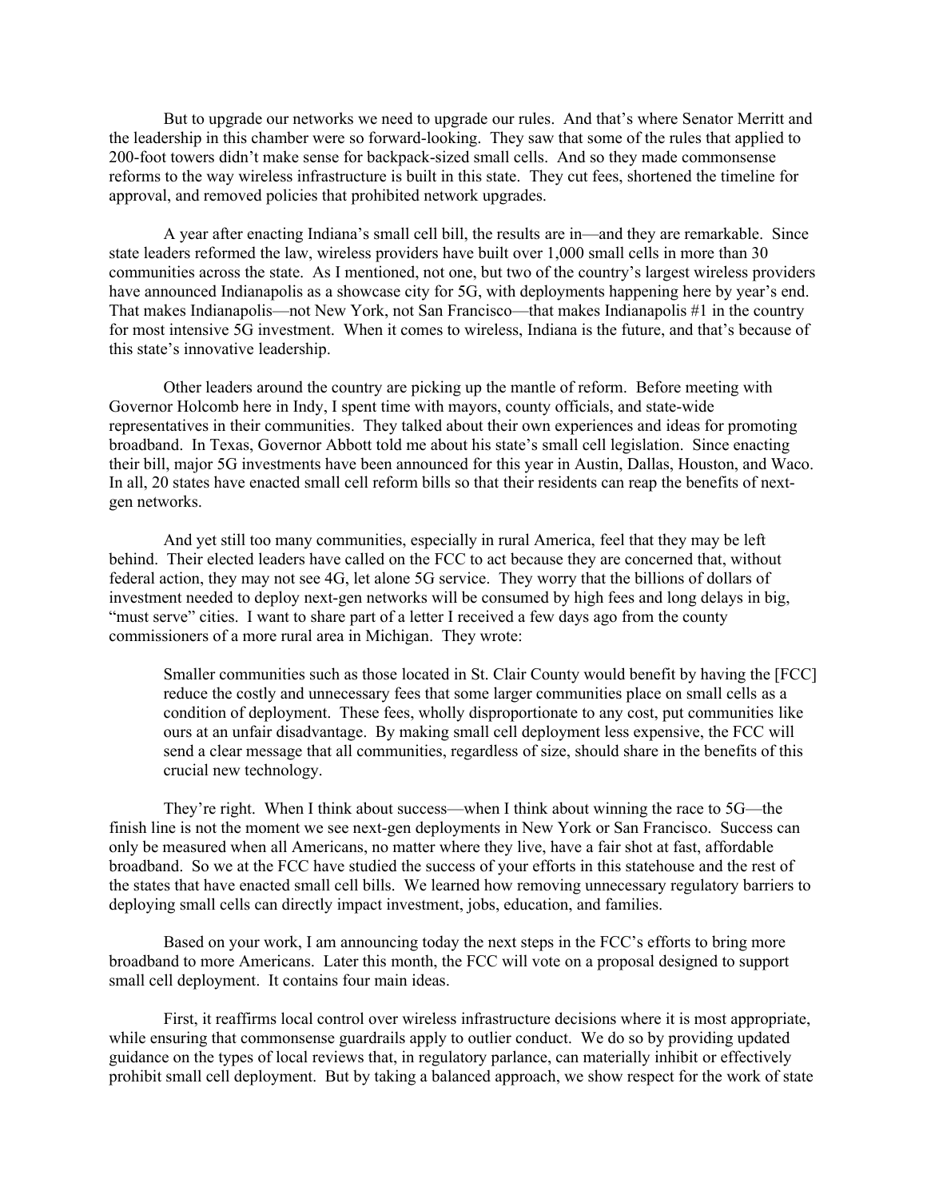But to upgrade our networks we need to upgrade our rules. And that's where Senator Merritt and the leadership in this chamber were so forward-looking. They saw that some of the rules that applied to 200-foot towers didn't make sense for backpack-sized small cells. And so they made commonsense reforms to the way wireless infrastructure is built in this state. They cut fees, shortened the timeline for approval, and removed policies that prohibited network upgrades.

A year after enacting Indiana's small cell bill, the results are in—and they are remarkable. Since state leaders reformed the law, wireless providers have built over 1,000 small cells in more than 30 communities across the state. As I mentioned, not one, but two of the country's largest wireless providers have announced Indianapolis as a showcase city for 5G, with deployments happening here by year's end. That makes Indianapolis—not New York, not San Francisco—that makes Indianapolis #1 in the country for most intensive 5G investment. When it comes to wireless, Indiana is the future, and that's because of this state's innovative leadership.

Other leaders around the country are picking up the mantle of reform. Before meeting with Governor Holcomb here in Indy, I spent time with mayors, county officials, and state-wide representatives in their communities. They talked about their own experiences and ideas for promoting broadband. In Texas, Governor Abbott told me about his state's small cell legislation. Since enacting their bill, major 5G investments have been announced for this year in Austin, Dallas, Houston, and Waco. In all, 20 states have enacted small cell reform bills so that their residents can reap the benefits of next-gen networks.

And yet still too many communities, especially in rural America, feel that they may be left behind. Their elected leaders have called on the FCC to act because they are concerned that, without federal action, they may not see 4G, let alone 5G service. They worry that the billions of dollars of investment needed to deploy next-gen networks will be consumed by high fees and long delays in big, "must serve" cities. I want to share part of a letter I received a few days ago from the county commissioners of a more rural area in Michigan. They wrote:

> Smaller communities such as those located in St. Clair County would benefit by having the [FCC] reduce the costly and unnecessary fees that some larger communities place on small cells as a condition of deployment. These fees, wholly disproportionate to any cost, put communities like ours at an unfair disadvantage. By making small cell deployment less expensive, the FCC will send a clear message that all communities, regardless of size, should share in the benefits of this crucial new technology.

They're right. When I think about success—when I think about winning the race to 5G—the finish line is not the moment we see next-gen deployments in New York or San Francisco. Success can only be measured when all Americans, no matter where they live, have a fair shot at fast, affordable broadband. So we at the FCC have studied the success of your efforts in this statehouse and the rest of the states that have enacted small cell bills. We learned how removing unnecessary regulatory barriers to deploying small cells can directly impact investment, jobs, education, and families.

Based on your work, I am announcing today the next steps in the FCC's efforts to bring more broadband to more Americans. Later this month, the FCC will vote on a proposal designed to support small cell deployment. It contains four main ideas.

First, it reaffirms local control over wireless infrastructure decisions where it is most appropriate, while ensuring that commonsense guardrails apply to outlier conduct. We do so by providing updated guidance on the types of local reviews that, in regulatory parlance, can materially inhibit or effectively prohibit small cell deployment. But by taking a balanced approach, we show respect for the work of state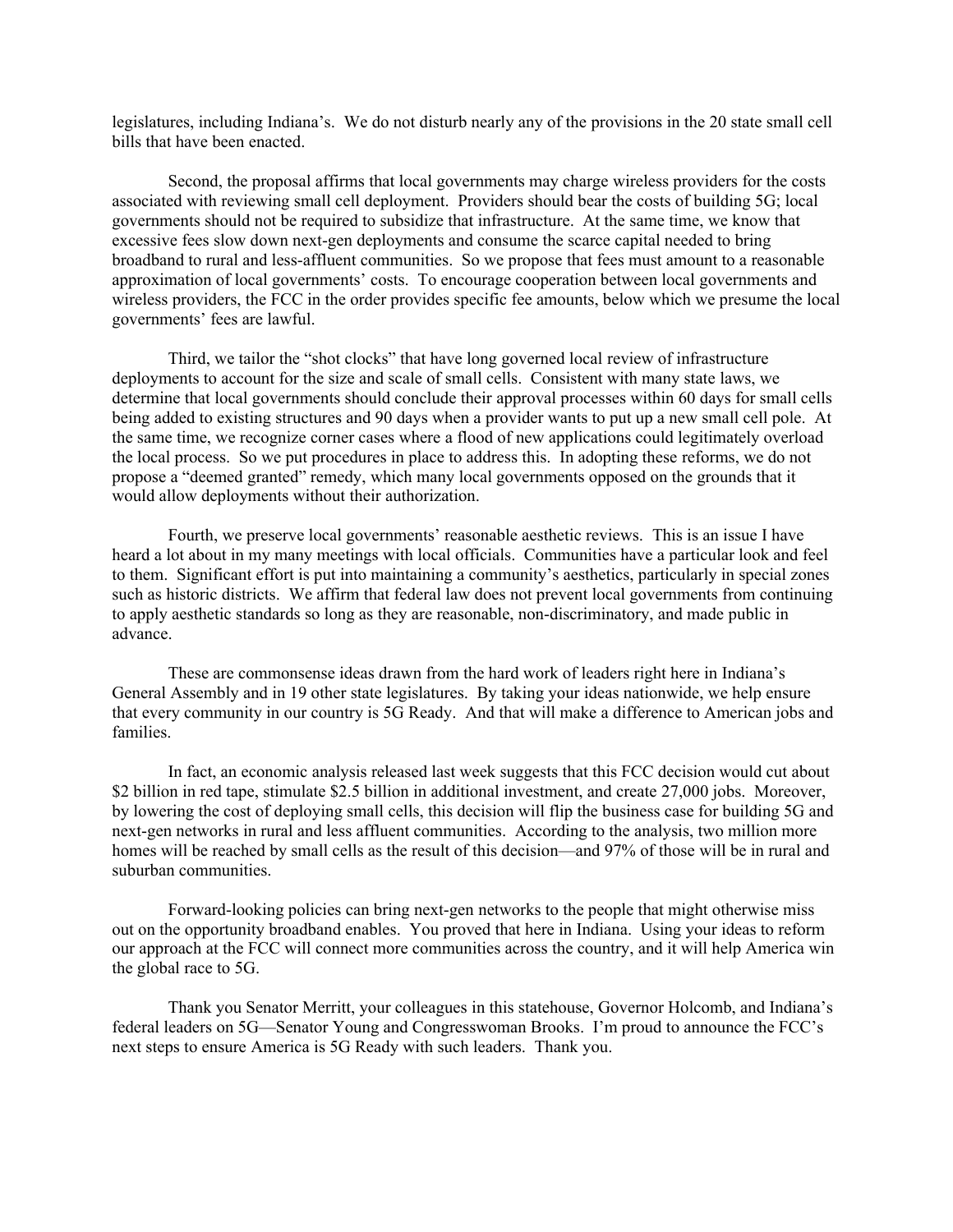legislatures, including Indiana's. We do not disturb nearly any of the provisions in the 20 state small cell bills that have been enacted.

Second, the proposal affirms that local governments may charge wireless providers for the costs associated with reviewing small cell deployment. Providers should bear the costs of building 5G; local governments should not be required to subsidize that infrastructure. At the same time, we know that excessive fees slow down next-gen deployments and consume the scarce capital needed to bring broadband to rural and less-affluent communities. So we propose that fees must amount to a reasonable approximation of local governments' costs. To encourage cooperation between local governments and wireless providers, the FCC in the order provides specific fee amounts, below which we presume the local governments' fees are lawful.

Third, we tailor the "shot clocks" that have long governed local review of infrastructure deployments to account for the size and scale of small cells. Consistent with many state laws, we determine that local governments should conclude their approval processes within 60 days for small cells being added to existing structures and 90 days when a provider wants to put up a new small cell pole. At the same time, we recognize corner cases where a flood of new applications could legitimately overload the local process. So we put procedures in place to address this. In adopting these reforms, we do not propose a "deemed granted" remedy, which many local governments opposed on the grounds that it would allow deployments without their authorization.

Fourth, we preserve local governments' reasonable aesthetic reviews. This is an issue I have heard a lot about in my many meetings with local officials. Communities have a particular look and feel to them. Significant effort is put into maintaining a community's aesthetics, particularly in special zones such as historic districts. We affirm that federal law does not prevent local governments from continuing to apply aesthetic standards so long as they are reasonable, non-discriminatory, and made public in advance.

These are commonsense ideas drawn from the hard work of leaders right here in Indiana's General Assembly and in 19 other state legislatures. By taking your ideas nationwide, we help ensure that every community in our country is 5G Ready. And that will make a difference to American jobs and families.

In fact, an economic analysis released last week suggests that this FCC decision would cut about $2 billion in red tape, stimulate $2.5 billion in additional investment, and create 27,000 jobs. Moreover, by lowering the cost of deploying small cells, this decision will flip the business case for building 5G and next-gen networks in rural and less affluent communities. According to the analysis, two million more homes will be reached by small cells as the result of this decision—and 97% of those will be in rural and suburban communities.

Forward-looking policies can bring next-gen networks to the people that might otherwise miss out on the opportunity broadband enables. You proved that here in Indiana. Using your ideas to reform our approach at the FCC will connect more communities across the country, and it will help America win the global race to 5G.

Thank you Senator Merritt, your colleagues in this statehouse, Governor Holcomb, and Indiana's federal leaders on 5G—Senator Young and Congresswoman Brooks. I'm proud to announce the FCC's next steps to ensure America is 5G Ready with such leaders. Thank you.